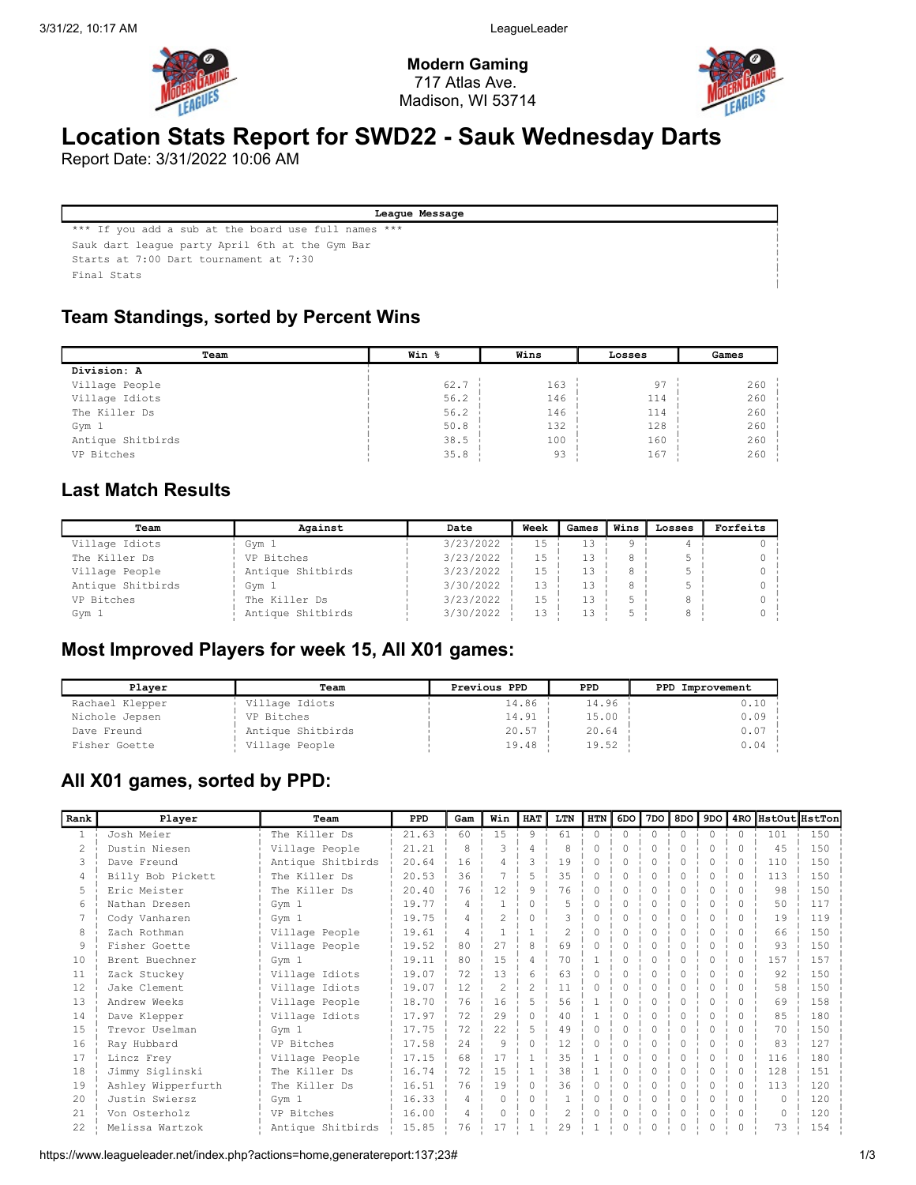**Modern Gaming**
717 Atlas Ave.
Madison, WI 53714

# Location Stats Report for SWD22 - Sauk Wednesday Darts

Report Date: 3/31/2022 10:06 AM

| League Message |
|---|
| *** If you add a sub at the board use full names *** |
| Sauk dart league party April 6th at the Gym Bar |
| Starts at 7:00 Dart tournament at 7:30 |
| Final Stats |

## Team Standings, sorted by Percent Wins

| Team | Win % | Wins | Losses | Games |
|---|---|---|---|---|
| **Division: A** | | | | |
| Village People | 62.7 | 163 | 97 | 260 |
| Village Idiots | 56.2 | 146 | 114 | 260 |
| The Killer Ds | 56.2 | 146 | 114 | 260 |
| Gym 1 | 50.8 | 132 | 128 | 260 |
| Antique Shitbirds | 38.5 | 100 | 160 | 260 |
| VP Bitches | 35.8 | 93 | 167 | 260 |

## Last Match Results

| Team | Against | Date | Week | Games | Wins | Losses | Forfeits |
|---|---|---|---|---|---|---|---|
| Village Idiots | Gym 1 | 3/23/2022 | 15 | 13 | 9 | 4 | 0 |
| The Killer Ds | VP Bitches | 3/23/2022 | 15 | 13 | 8 | 5 | 0 |
| Village People | Antique Shitbirds | 3/23/2022 | 15 | 13 | 8 | 5 | 0 |
| Antique Shitbirds | Gym 1 | 3/30/2022 | 13 | 13 | 8 | 5 | 0 |
| VP Bitches | The Killer Ds | 3/23/2022 | 15 | 13 | 5 | 8 | 0 |
| Gym 1 | Antique Shitbirds | 3/30/2022 | 13 | 13 | 5 | 8 | 0 |

## Most Improved Players for week 15, All X01 games:

| Player | Team | Previous PPD | PPD | PPD Improvement |
|---|---|---|---|---|
| Rachael Klepper | Village Idiots | 14.86 | 14.96 | 0.10 |
| Nichole Jepsen | VP Bitches | 14.91 | 15.00 | 0.09 |
| Dave Freund | Antique Shitbirds | 20.57 | 20.64 | 0.07 |
| Fisher Goette | Village People | 19.48 | 19.52 | 0.04 |

## All X01 games, sorted by PPD:

| Rank | Player | Team | PPD | Gam | Win | HAT | LTN | HTN | 6DO | 7DO | 8DO | 9DO | 4RO | HstOut | HstTon |
|---|---|---|---|---|---|---|---|---|---|---|---|---|---|---|---|
| 1 | Josh Meier | The Killer Ds | 21.63 | 60 | 15 | 9 | 61 | 0 | 0 | 0 | 0 | 0 | 0 | 101 | 150 |
| 2 | Dustin Niesen | Village People | 21.21 | 8 | 3 | 4 | 8 | 0 | 0 | 0 | 0 | 0 | 0 | 45 | 150 |
| 3 | Dave Freund | Antique Shitbirds | 20.64 | 16 | 4 | 3 | 19 | 0 | 0 | 0 | 0 | 0 | 0 | 110 | 150 |
| 4 | Billy Bob Pickett | The Killer Ds | 20.53 | 36 | 7 | 5 | 35 | 0 | 0 | 0 | 0 | 0 | 0 | 113 | 150 |
| 5 | Eric Meister | The Killer Ds | 20.40 | 76 | 12 | 9 | 76 | 0 | 0 | 0 | 0 | 0 | 0 | 98 | 150 |
| 6 | Nathan Dresen | Gym 1 | 19.77 | 4 | 1 | 0 | 5 | 0 | 0 | 0 | 0 | 0 | 0 | 50 | 117 |
| 7 | Cody Vanharen | Gym 1 | 19.75 | 4 | 2 | 0 | 3 | 0 | 0 | 0 | 0 | 0 | 0 | 19 | 119 |
| 8 | Zach Rothman | Village People | 19.61 | 4 | 1 | 1 | 2 | 0 | 0 | 0 | 0 | 0 | 0 | 66 | 150 |
| 9 | Fisher Goette | Village People | 19.52 | 80 | 27 | 8 | 69 | 0 | 0 | 0 | 0 | 0 | 0 | 93 | 150 |
| 10 | Brent Buechner | Gym 1 | 19.11 | 80 | 15 | 4 | 70 | 1 | 0 | 0 | 0 | 0 | 0 | 157 | 157 |
| 11 | Zack Stuckey | Village Idiots | 19.07 | 72 | 13 | 6 | 63 | 0 | 0 | 0 | 0 | 0 | 0 | 92 | 150 |
| 12 | Jake Clement | Village Idiots | 19.07 | 12 | 2 | 2 | 11 | 0 | 0 | 0 | 0 | 0 | 0 | 58 | 150 |
| 13 | Andrew Weeks | Village People | 18.70 | 76 | 16 | 5 | 56 | 1 | 0 | 0 | 0 | 0 | 0 | 69 | 158 |
| 14 | Dave Klepper | Village Idiots | 17.97 | 72 | 29 | 0 | 40 | 1 | 0 | 0 | 0 | 0 | 0 | 85 | 180 |
| 15 | Trevor Uselman | Gym 1 | 17.75 | 72 | 22 | 5 | 49 | 0 | 0 | 0 | 0 | 0 | 0 | 70 | 150 |
| 16 | Ray Hubbard | VP Bitches | 17.58 | 24 | 9 | 0 | 12 | 0 | 0 | 0 | 0 | 0 | 0 | 83 | 127 |
| 17 | Lincz Frey | Village People | 17.15 | 68 | 17 | 1 | 35 | 1 | 0 | 0 | 0 | 0 | 0 | 116 | 180 |
| 18 | Jimmy Siglinski | The Killer Ds | 16.74 | 72 | 15 | 1 | 38 | 1 | 0 | 0 | 0 | 0 | 0 | 128 | 151 |
| 19 | Ashley Wipperfurth | The Killer Ds | 16.51 | 76 | 19 | 0 | 36 | 0 | 0 | 0 | 0 | 0 | 0 | 113 | 120 |
| 20 | Justin Swiersz | Gym 1 | 16.33 | 4 | 0 | 0 | 1 | 0 | 0 | 0 | 0 | 0 | 0 | 0 | 120 |
| 21 | Von Osterholz | VP Bitches | 16.00 | 4 | 0 | 0 | 2 | 0 | 0 | 0 | 0 | 0 | 0 | 0 | 120 |
| 22 | Melissa Wartzok | Antique Shitbirds | 15.85 | 76 | 17 | 1 | 29 | 1 | 0 | 0 | 0 | 0 | 0 | 73 | 154 |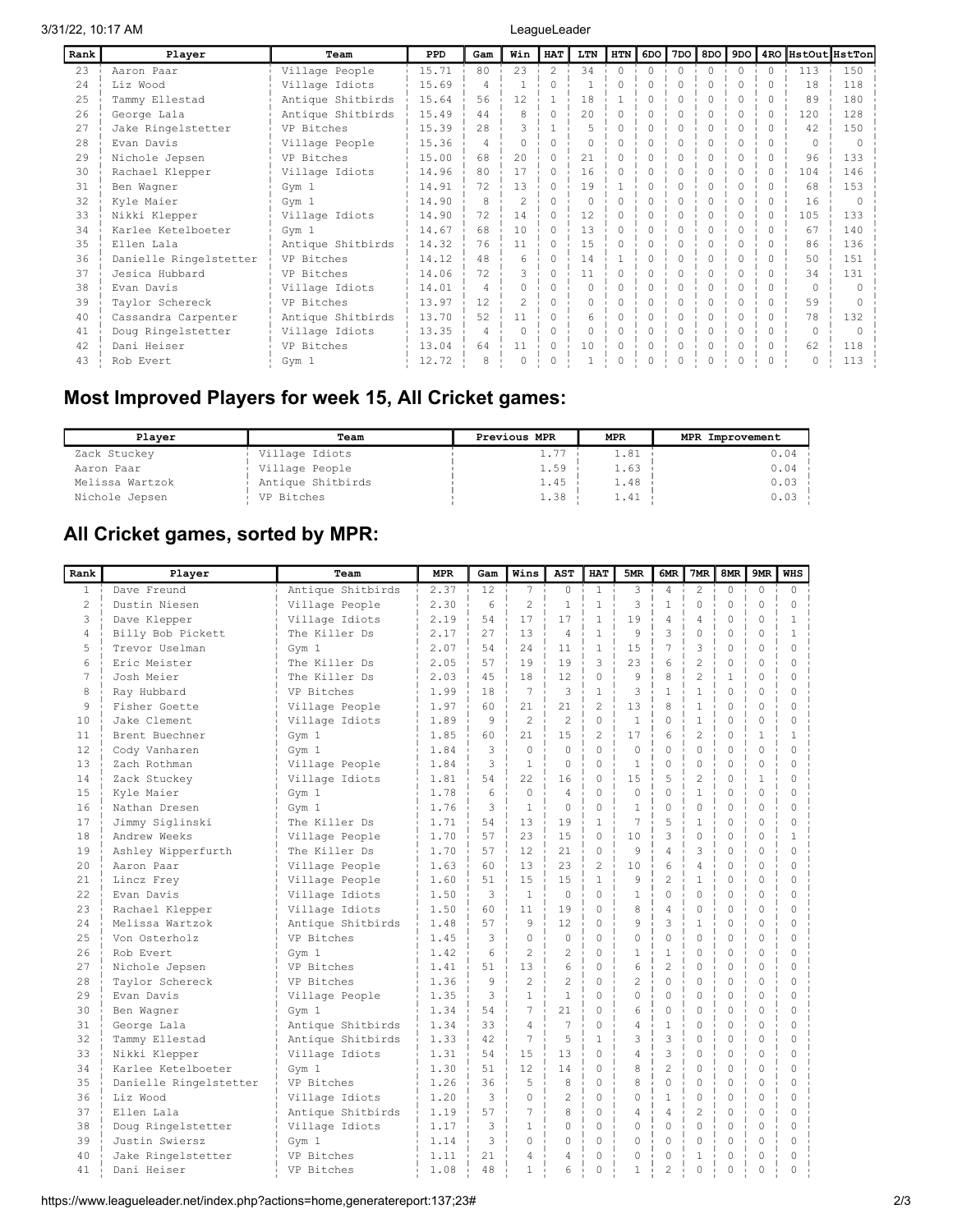| Rank | Player | Team | PPD | Gam | Win | HAT | LTN | HTN | 6DO | 7DO | 8DO | 9DO | 4RO | HstOut | HstTon |
|---|---|---|---|---|---|---|---|---|---|---|---|---|---|---|---|
| 23 | Aaron Paar | Village People | 15.71 | 80 | 23 | 2 | 34 | 0 | 0 | 0 | 0 | 0 | 0 | 113 | 150 |
| 24 | Liz Wood | Village Idiots | 15.69 | 4 | 1 | 0 | 1 | 0 | 0 | 0 | 0 | 0 | 0 | 18 | 118 |
| 25 | Tammy Ellestad | Antique Shitbirds | 15.64 | 56 | 12 | 1 | 18 | 1 | 0 | 0 | 0 | 0 | 0 | 89 | 180 |
| 26 | George Lala | Antique Shitbirds | 15.49 | 44 | 8 | 0 | 20 | 0 | 0 | 0 | 0 | 0 | 0 | 120 | 128 |
| 27 | Jake Ringelstetter | VP Bitches | 15.39 | 28 | 3 | 1 | 5 | 0 | 0 | 0 | 0 | 0 | 0 | 42 | 150 |
| 28 | Evan Davis | Village People | 15.36 | 4 | 0 | 0 | 0 | 0 | 0 | 0 | 0 | 0 | 0 | 0 | 0 |
| 29 | Nichole Jepsen | VP Bitches | 15.00 | 68 | 20 | 0 | 21 | 0 | 0 | 0 | 0 | 0 | 0 | 96 | 133 |
| 30 | Rachael Klepper | Village Idiots | 14.96 | 80 | 17 | 0 | 16 | 0 | 0 | 0 | 0 | 0 | 0 | 104 | 146 |
| 31 | Ben Wagner | Gym 1 | 14.91 | 72 | 13 | 0 | 19 | 1 | 0 | 0 | 0 | 0 | 0 | 68 | 153 |
| 32 | Kyle Maier | Gym 1 | 14.90 | 8 | 2 | 0 | 0 | 0 | 0 | 0 | 0 | 0 | 0 | 16 | 0 |
| 33 | Nikki Klepper | Village Idiots | 14.90 | 72 | 14 | 0 | 12 | 0 | 0 | 0 | 0 | 0 | 0 | 105 | 133 |
| 34 | Karlee Ketelboeter | Gym 1 | 14.67 | 68 | 10 | 0 | 13 | 0 | 0 | 0 | 0 | 0 | 0 | 67 | 140 |
| 35 | Ellen Lala | Antique Shitbirds | 14.32 | 76 | 11 | 0 | 15 | 0 | 0 | 0 | 0 | 0 | 0 | 86 | 136 |
| 36 | Danielle Ringelstetter | VP Bitches | 14.12 | 48 | 6 | 0 | 14 | 1 | 0 | 0 | 0 | 0 | 0 | 50 | 151 |
| 37 | Jesica Hubbard | VP Bitches | 14.06 | 72 | 3 | 0 | 11 | 0 | 0 | 0 | 0 | 0 | 0 | 34 | 131 |
| 38 | Evan Davis | Village Idiots | 14.01 | 4 | 0 | 0 | 0 | 0 | 0 | 0 | 0 | 0 | 0 | 0 | 0 |
| 39 | Taylor Schereck | VP Bitches | 13.97 | 12 | 2 | 0 | 0 | 0 | 0 | 0 | 0 | 0 | 0 | 59 | 0 |
| 40 | Cassandra Carpenter | Antique Shitbirds | 13.70 | 52 | 11 | 0 | 6 | 0 | 0 | 0 | 0 | 0 | 0 | 78 | 132 |
| 41 | Doug Ringelstetter | Village Idiots | 13.35 | 4 | 0 | 0 | 0 | 0 | 0 | 0 | 0 | 0 | 0 | 0 | 0 |
| 42 | Dani Heiser | VP Bitches | 13.04 | 64 | 11 | 0 | 10 | 0 | 0 | 0 | 0 | 0 | 0 | 62 | 118 |
| 43 | Rob Evert | Gym 1 | 12.72 | 8 | 0 | 0 | 1 | 0 | 0 | 0 | 0 | 0 | 0 | 0 | 113 |

## Most Improved Players for week 15, All Cricket games:

| Player | Team | Previous MPR | MPR | MPR Improvement |
|---|---|---|---|---|
| Zack Stuckey | Village Idiots | 1.77 | 1.81 | 0.04 |
| Aaron Paar | Village People | 1.59 | 1.63 | 0.04 |
| Melissa Wartzok | Antique Shitbirds | 1.45 | 1.48 | 0.03 |
| Nichole Jepsen | VP Bitches | 1.38 | 1.41 | 0.03 |

## All Cricket games, sorted by MPR:

| Rank | Player | Team | MPR | Gam | Wins | AST | HAT | 5MR | 6MR | 7MR | 8MR | 9MR | WHS |
|---|---|---|---|---|---|---|---|---|---|---|---|---|---|
| 1 | Dave Freund | Antique Shitbirds | 2.37 | 12 | 7 | 0 | 1 | 3 | 4 | 2 | 0 | 0 | 0 |
| 2 | Dustin Niesen | Village People | 2.30 | 6 | 2 | 1 | 1 | 3 | 1 | 0 | 0 | 0 | 0 |
| 3 | Dave Klepper | Village Idiots | 2.19 | 54 | 17 | 17 | 1 | 19 | 4 | 4 | 0 | 0 | 1 |
| 4 | Billy Bob Pickett | The Killer Ds | 2.17 | 27 | 13 | 4 | 1 | 9 | 3 | 0 | 0 | 0 | 1 |
| 5 | Trevor Uselman | Gym 1 | 2.07 | 54 | 24 | 11 | 1 | 15 | 7 | 3 | 0 | 0 | 0 |
| 6 | Eric Meister | The Killer Ds | 2.05 | 57 | 19 | 19 | 3 | 23 | 6 | 2 | 0 | 0 | 0 |
| 7 | Josh Meier | The Killer Ds | 2.03 | 45 | 18 | 12 | 0 | 9 | 8 | 2 | 1 | 0 | 0 |
| 8 | Ray Hubbard | VP Bitches | 1.99 | 18 | 7 | 3 | 1 | 3 | 1 | 1 | 0 | 0 | 0 |
| 9 | Fisher Goette | Village People | 1.97 | 60 | 21 | 21 | 2 | 13 | 8 | 1 | 0 | 0 | 0 |
| 10 | Jake Clement | Village Idiots | 1.89 | 9 | 2 | 2 | 0 | 1 | 0 | 1 | 0 | 0 | 0 |
| 11 | Brent Buechner | Gym 1 | 1.85 | 60 | 21 | 15 | 2 | 17 | 6 | 2 | 0 | 1 | 1 |
| 12 | Cody Vanharen | Gym 1 | 1.84 | 3 | 0 | 0 | 0 | 0 | 0 | 0 | 0 | 0 | 0 |
| 13 | Zach Rothman | Village People | 1.84 | 3 | 1 | 0 | 0 | 1 | 0 | 0 | 0 | 0 | 0 |
| 14 | Zack Stuckey | Village Idiots | 1.81 | 54 | 22 | 16 | 0 | 15 | 5 | 2 | 0 | 1 | 0 |
| 15 | Kyle Maier | Gym 1 | 1.78 | 6 | 0 | 4 | 0 | 0 | 0 | 1 | 0 | 0 | 0 |
| 16 | Nathan Dresen | Gym 1 | 1.76 | 3 | 1 | 0 | 0 | 1 | 0 | 0 | 0 | 0 | 0 |
| 17 | Jimmy Siglinski | The Killer Ds | 1.71 | 54 | 13 | 19 | 1 | 7 | 5 | 1 | 0 | 0 | 0 |
| 18 | Andrew Weeks | Village People | 1.70 | 57 | 23 | 15 | 0 | 10 | 3 | 0 | 0 | 0 | 1 |
| 19 | Ashley Wipperfurth | The Killer Ds | 1.70 | 57 | 12 | 21 | 0 | 9 | 4 | 3 | 0 | 0 | 0 |
| 20 | Aaron Paar | Village People | 1.63 | 60 | 13 | 23 | 2 | 10 | 6 | 4 | 0 | 0 | 0 |
| 21 | Lincz Frey | Village People | 1.60 | 51 | 15 | 15 | 1 | 9 | 2 | 1 | 0 | 0 | 0 |
| 22 | Evan Davis | Village Idiots | 1.50 | 3 | 1 | 0 | 0 | 1 | 0 | 0 | 0 | 0 | 0 |
| 23 | Rachael Klepper | Village Idiots | 1.50 | 60 | 11 | 19 | 0 | 8 | 4 | 0 | 0 | 0 | 0 |
| 24 | Melissa Wartzok | Antique Shitbirds | 1.48 | 57 | 9 | 12 | 0 | 9 | 3 | 1 | 0 | 0 | 0 |
| 25 | Von Osterholz | VP Bitches | 1.45 | 3 | 0 | 0 | 0 | 0 | 0 | 0 | 0 | 0 | 0 |
| 26 | Rob Evert | Gym 1 | 1.42 | 6 | 2 | 2 | 0 | 1 | 1 | 0 | 0 | 0 | 0 |
| 27 | Nichole Jepsen | VP Bitches | 1.41 | 51 | 13 | 6 | 0 | 6 | 2 | 0 | 0 | 0 | 0 |
| 28 | Taylor Schereck | VP Bitches | 1.36 | 9 | 2 | 2 | 0 | 2 | 0 | 0 | 0 | 0 | 0 |
| 29 | Evan Davis | Village People | 1.35 | 3 | 1 | 1 | 0 | 0 | 0 | 0 | 0 | 0 | 0 |
| 30 | Ben Wagner | Gym 1 | 1.34 | 54 | 7 | 21 | 0 | 6 | 0 | 0 | 0 | 0 | 0 |
| 31 | George Lala | Antique Shitbirds | 1.34 | 33 | 4 | 7 | 0 | 4 | 1 | 0 | 0 | 0 | 0 |
| 32 | Tammy Ellestad | Antique Shitbirds | 1.33 | 42 | 7 | 5 | 1 | 3 | 3 | 0 | 0 | 0 | 0 |
| 33 | Nikki Klepper | Village Idiots | 1.31 | 54 | 15 | 13 | 0 | 4 | 3 | 0 | 0 | 0 | 0 |
| 34 | Karlee Ketelboeter | Gym 1 | 1.30 | 51 | 12 | 14 | 0 | 8 | 2 | 0 | 0 | 0 | 0 |
| 35 | Danielle Ringelstetter | VP Bitches | 1.26 | 36 | 5 | 8 | 0 | 8 | 0 | 0 | 0 | 0 | 0 |
| 36 | Liz Wood | Village Idiots | 1.20 | 3 | 0 | 2 | 0 | 0 | 1 | 0 | 0 | 0 | 0 |
| 37 | Ellen Lala | Antique Shitbirds | 1.19 | 57 | 7 | 8 | 0 | 4 | 4 | 2 | 0 | 0 | 0 |
| 38 | Doug Ringelstetter | Village Idiots | 1.17 | 3 | 1 | 0 | 0 | 0 | 0 | 0 | 0 | 0 | 0 |
| 39 | Justin Swiersz | Gym 1 | 1.14 | 3 | 0 | 0 | 0 | 0 | 0 | 0 | 0 | 0 | 0 |
| 40 | Jake Ringelstetter | VP Bitches | 1.11 | 21 | 4 | 4 | 0 | 0 | 0 | 1 | 0 | 0 | 0 |
| 41 | Dani Heiser | VP Bitches | 1.08 | 48 | 1 | 6 | 0 | 1 | 2 | 0 | 0 | 0 | 0 |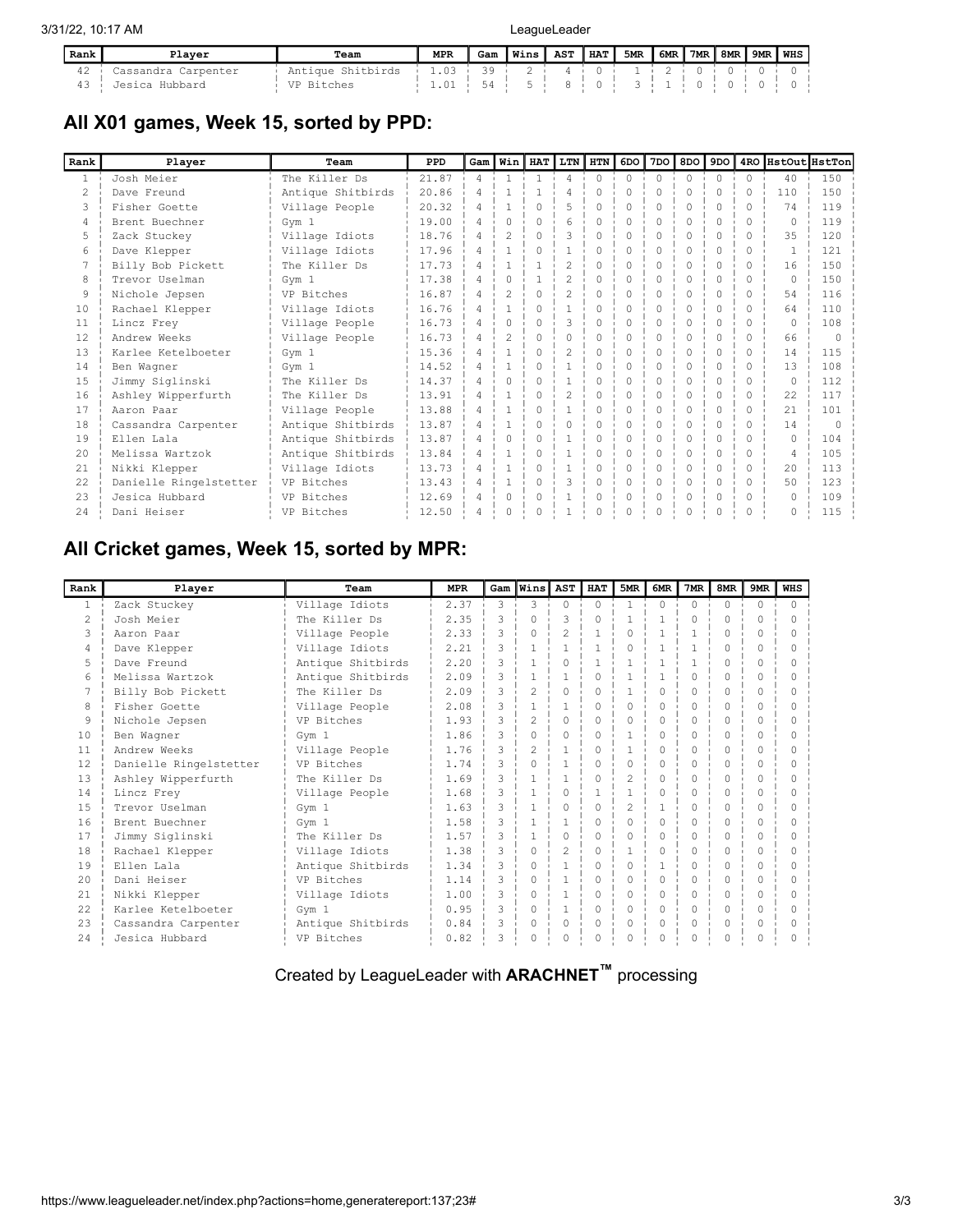| Rank | Player | Team | MPR | Gam | Wins | AST | HAT | 5MR | 6MR | 7MR | 8MR | 9MR | WHS |
|---|---|---|---|---|---|---|---|---|---|---|---|---|---|
| 42 | Cassandra Carpenter | Antique Shitbirds | 1.03 | 39 | 2 | 4 | 0 | 1 | 2 | 0 | 0 | 0 | 0 |
| 43 | Jesica Hubbard | VP Bitches | 1.01 | 54 | 5 | 8 | 0 | 3 | 1 | 0 | 0 | 0 | 0 |

## All X01 games, Week 15, sorted by PPD:

| Rank | Player | Team | PPD | Gam | Win | HAT | LTN | HTN | 6DO | 7DO | 8DO | 9DO | 4RO | HstOut | HstTon |
|---|---|---|---|---|---|---|---|---|---|---|---|---|---|---|---|
| 1 | Josh Meier | The Killer Ds | 21.87 | 4 | 1 | 1 | 4 | 0 | 0 | 0 | 0 | 0 | 0 | 40 | 150 |
| 2 | Dave Freund | Antique Shitbirds | 20.86 | 4 | 1 | 1 | 4 | 0 | 0 | 0 | 0 | 0 | 0 | 110 | 150 |
| 3 | Fisher Goette | Village People | 20.32 | 4 | 1 | 0 | 5 | 0 | 0 | 0 | 0 | 0 | 0 | 74 | 119 |
| 4 | Brent Buechner | Gym 1 | 19.00 | 4 | 0 | 0 | 6 | 0 | 0 | 0 | 0 | 0 | 0 | 0 | 119 |
| 5 | Zack Stuckey | Village Idiots | 18.76 | 4 | 2 | 0 | 3 | 0 | 0 | 0 | 0 | 0 | 0 | 35 | 120 |
| 6 | Dave Klepper | Village Idiots | 17.96 | 4 | 1 | 0 | 1 | 0 | 0 | 0 | 0 | 0 | 0 | 1 | 121 |
| 7 | Billy Bob Pickett | The Killer Ds | 17.73 | 4 | 1 | 1 | 2 | 0 | 0 | 0 | 0 | 0 | 0 | 16 | 150 |
| 8 | Trevor Uselman | Gym 1 | 17.38 | 4 | 0 | 1 | 2 | 0 | 0 | 0 | 0 | 0 | 0 | 0 | 150 |
| 9 | Nichole Jepsen | VP Bitches | 16.87 | 4 | 2 | 0 | 2 | 0 | 0 | 0 | 0 | 0 | 0 | 54 | 116 |
| 10 | Rachael Klepper | Village Idiots | 16.76 | 4 | 1 | 0 | 1 | 0 | 0 | 0 | 0 | 0 | 0 | 64 | 110 |
| 11 | Lincz Frey | Village People | 16.73 | 4 | 0 | 0 | 3 | 0 | 0 | 0 | 0 | 0 | 0 | 0 | 108 |
| 12 | Andrew Weeks | Village People | 16.73 | 4 | 2 | 0 | 0 | 0 | 0 | 0 | 0 | 0 | 0 | 66 | 0 |
| 13 | Karlee Ketelboeter | Gym 1 | 15.36 | 4 | 1 | 0 | 2 | 0 | 0 | 0 | 0 | 0 | 0 | 14 | 115 |
| 14 | Ben Wagner | Gym 1 | 14.52 | 4 | 1 | 0 | 1 | 0 | 0 | 0 | 0 | 0 | 0 | 13 | 108 |
| 15 | Jimmy Siglinski | The Killer Ds | 14.37 | 4 | 0 | 0 | 1 | 0 | 0 | 0 | 0 | 0 | 0 | 0 | 112 |
| 16 | Ashley Wipperfurth | The Killer Ds | 13.91 | 4 | 1 | 0 | 2 | 0 | 0 | 0 | 0 | 0 | 0 | 22 | 117 |
| 17 | Aaron Paar | Village People | 13.88 | 4 | 1 | 0 | 1 | 0 | 0 | 0 | 0 | 0 | 0 | 21 | 101 |
| 18 | Cassandra Carpenter | Antique Shitbirds | 13.87 | 4 | 1 | 0 | 0 | 0 | 0 | 0 | 0 | 0 | 0 | 14 | 0 |
| 19 | Ellen Lala | Antique Shitbirds | 13.87 | 4 | 0 | 0 | 1 | 0 | 0 | 0 | 0 | 0 | 0 | 0 | 104 |
| 20 | Melissa Wartzok | Antique Shitbirds | 13.84 | 4 | 1 | 0 | 1 | 0 | 0 | 0 | 0 | 0 | 0 | 4 | 105 |
| 21 | Nikki Klepper | Village Idiots | 13.73 | 4 | 1 | 0 | 1 | 0 | 0 | 0 | 0 | 0 | 0 | 20 | 113 |
| 22 | Danielle Ringelstetter | VP Bitches | 13.43 | 4 | 1 | 0 | 3 | 0 | 0 | 0 | 0 | 0 | 0 | 50 | 123 |
| 23 | Jesica Hubbard | VP Bitches | 12.69 | 4 | 0 | 0 | 1 | 0 | 0 | 0 | 0 | 0 | 0 | 0 | 109 |
| 24 | Dani Heiser | VP Bitches | 12.50 | 4 | 0 | 0 | 1 | 0 | 0 | 0 | 0 | 0 | 0 | 0 | 115 |

## All Cricket games, Week 15, sorted by MPR:

| Rank | Player | Team | MPR | Gam | Wins | AST | HAT | 5MR | 6MR | 7MR | 8MR | 9MR | WHS |
|---|---|---|---|---|---|---|---|---|---|---|---|---|---|
| 1 | Zack Stuckey | Village Idiots | 2.37 | 3 | 3 | 0 | 0 | 1 | 0 | 0 | 0 | 0 | 0 |
| 2 | Josh Meier | The Killer Ds | 2.35 | 3 | 0 | 3 | 0 | 1 | 1 | 0 | 0 | 0 | 0 |
| 3 | Aaron Paar | Village People | 2.33 | 3 | 0 | 2 | 1 | 0 | 1 | 1 | 0 | 0 | 0 |
| 4 | Dave Klepper | Village Idiots | 2.21 | 3 | 1 | 1 | 1 | 0 | 1 | 1 | 0 | 0 | 0 |
| 5 | Dave Freund | Antique Shitbirds | 2.20 | 3 | 1 | 0 | 1 | 1 | 1 | 1 | 0 | 0 | 0 |
| 6 | Melissa Wartzok | Antique Shitbirds | 2.09 | 3 | 1 | 1 | 0 | 1 | 1 | 0 | 0 | 0 | 0 |
| 7 | Billy Bob Pickett | The Killer Ds | 2.09 | 3 | 2 | 0 | 0 | 1 | 0 | 0 | 0 | 0 | 0 |
| 8 | Fisher Goette | Village People | 2.08 | 3 | 1 | 1 | 0 | 0 | 0 | 0 | 0 | 0 | 0 |
| 9 | Nichole Jepsen | VP Bitches | 1.93 | 3 | 2 | 0 | 0 | 0 | 0 | 0 | 0 | 0 | 0 |
| 10 | Ben Wagner | Gym 1 | 1.86 | 3 | 0 | 0 | 0 | 1 | 0 | 0 | 0 | 0 | 0 |
| 11 | Andrew Weeks | Village People | 1.76 | 3 | 2 | 1 | 0 | 1 | 0 | 0 | 0 | 0 | 0 |
| 12 | Danielle Ringelstetter | VP Bitches | 1.74 | 3 | 0 | 1 | 0 | 0 | 0 | 0 | 0 | 0 | 0 |
| 13 | Ashley Wipperfurth | The Killer Ds | 1.69 | 3 | 1 | 1 | 0 | 2 | 0 | 0 | 0 | 0 | 0 |
| 14 | Lincz Frey | Village People | 1.68 | 3 | 1 | 0 | 1 | 1 | 0 | 0 | 0 | 0 | 0 |
| 15 | Trevor Uselman | Gym 1 | 1.63 | 3 | 1 | 0 | 0 | 2 | 1 | 0 | 0 | 0 | 0 |
| 16 | Brent Buechner | Gym 1 | 1.58 | 3 | 1 | 1 | 0 | 0 | 0 | 0 | 0 | 0 | 0 |
| 17 | Jimmy Siglinski | The Killer Ds | 1.57 | 3 | 1 | 0 | 0 | 0 | 0 | 0 | 0 | 0 | 0 |
| 18 | Rachael Klepper | Village Idiots | 1.38 | 3 | 0 | 2 | 0 | 1 | 0 | 0 | 0 | 0 | 0 |
| 19 | Ellen Lala | Antique Shitbirds | 1.34 | 3 | 0 | 1 | 0 | 0 | 1 | 0 | 0 | 0 | 0 |
| 20 | Dani Heiser | VP Bitches | 1.14 | 3 | 0 | 1 | 0 | 0 | 0 | 0 | 0 | 0 | 0 |
| 21 | Nikki Klepper | Village Idiots | 1.00 | 3 | 0 | 1 | 0 | 0 | 0 | 0 | 0 | 0 | 0 |
| 22 | Karlee Ketelboeter | Gym 1 | 0.95 | 3 | 0 | 1 | 0 | 0 | 0 | 0 | 0 | 0 | 0 |
| 23 | Cassandra Carpenter | Antique Shitbirds | 0.84 | 3 | 0 | 0 | 0 | 0 | 0 | 0 | 0 | 0 | 0 |
| 24 | Jesica Hubbard | VP Bitches | 0.82 | 3 | 0 | 0 | 0 | 0 | 0 | 0 | 0 | 0 | 0 |

Created by LeagueLeader with **ARACHNET™** processing